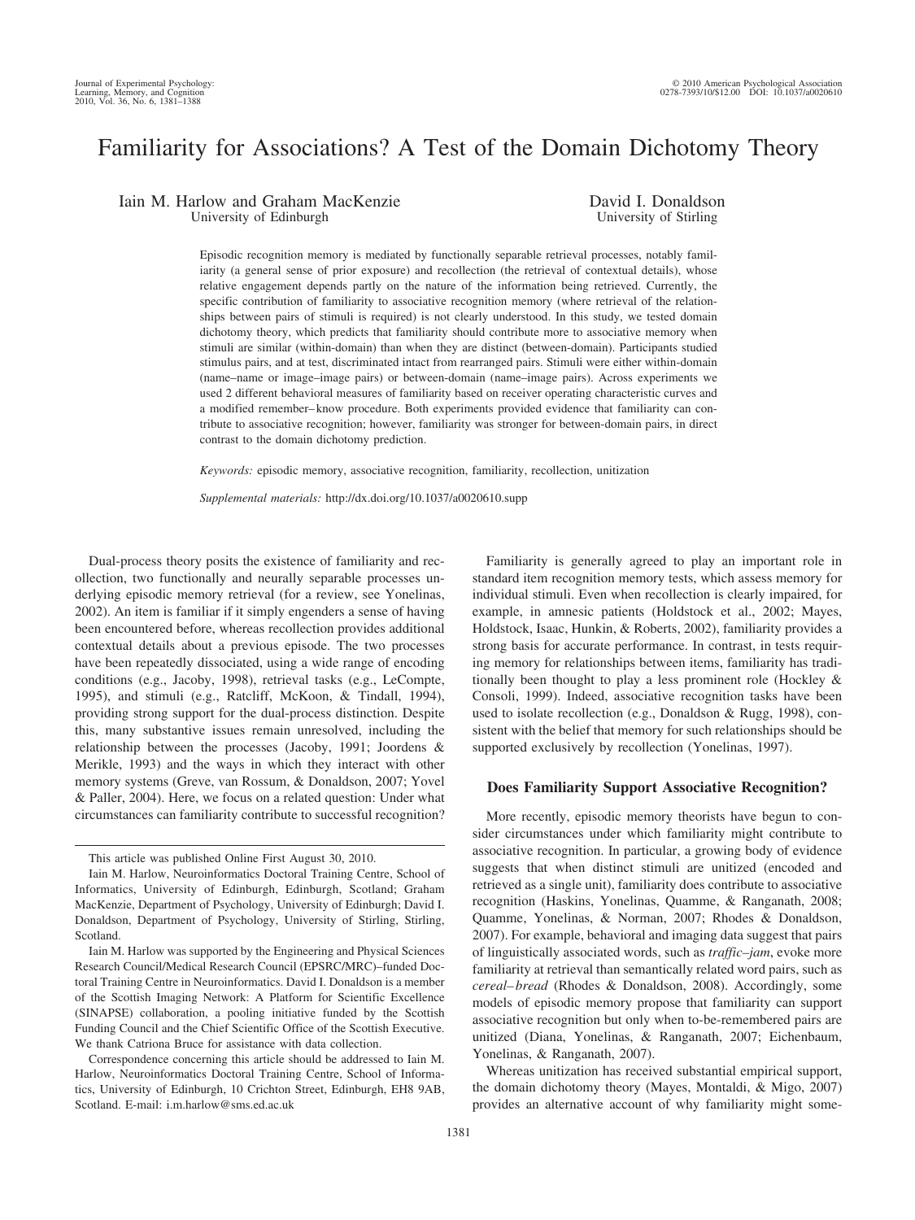# Familiarity for Associations? A Test of the Domain Dichotomy Theory

Iain M. Harlow and Graham MacKenzie
University of Edinburgh

David I. Donaldson
University of Stirling

Episodic recognition memory is mediated by functionally separable retrieval processes, notably familiarity (a general sense of prior exposure) and recollection (the retrieval of contextual details), whose relative engagement depends partly on the nature of the information being retrieved. Currently, the specific contribution of familiarity to associative recognition memory (where retrieval of the relationships between pairs of stimuli is required) is not clearly understood. In this study, we tested domain dichotomy theory, which predicts that familiarity should contribute more to associative memory when stimuli are similar (within-domain) than when they are distinct (between-domain). Participants studied stimulus pairs, and at test, discriminated intact from rearranged pairs. Stimuli were either within-domain (name–name or image–image pairs) or between-domain (name–image pairs). Across experiments we used 2 different behavioral measures of familiarity based on receiver operating characteristic curves and a modified remember–know procedure. Both experiments provided evidence that familiarity can contribute to associative recognition; however, familiarity was stronger for between-domain pairs, in direct contrast to the domain dichotomy prediction.

*Keywords:* episodic memory, associative recognition, familiarity, recollection, unitization

*Supplemental materials:* http://dx.doi.org/10.1037/a0020610.supp

Dual-process theory posits the existence of familiarity and recollection, two functionally and neurally separable processes underlying episodic memory retrieval (for a review, see Yonelinas, 2002). An item is familiar if it simply engenders a sense of having been encountered before, whereas recollection provides additional contextual details about a previous episode. The two processes have been repeatedly dissociated, using a wide range of encoding conditions (e.g., Jacoby, 1998), retrieval tasks (e.g., LeCompte, 1995), and stimuli (e.g., Ratcliff, McKoon, & Tindall, 1994), providing strong support for the dual-process distinction. Despite this, many substantive issues remain unresolved, including the relationship between the processes (Jacoby, 1991; Joordens & Merikle, 1993) and the ways in which they interact with other memory systems (Greve, van Rossum, & Donaldson, 2007; Yovel & Paller, 2004). Here, we focus on a related question: Under what circumstances can familiarity contribute to successful recognition?

This article was published Online First August 30, 2010.

Iain M. Harlow, Neuroinformatics Doctoral Training Centre, School of Informatics, University of Edinburgh, Edinburgh, Scotland; Graham MacKenzie, Department of Psychology, University of Edinburgh; David I. Donaldson, Department of Psychology, University of Stirling, Stirling, Scotland.

Iain M. Harlow was supported by the Engineering and Physical Sciences Research Council/Medical Research Council (EPSRC/MRC)–funded Doctoral Training Centre in Neuroinformatics. David I. Donaldson is a member of the Scottish Imaging Network: A Platform for Scientific Excellence (SINAPSE) collaboration, a pooling initiative funded by the Scottish Funding Council and the Chief Scientific Office of the Scottish Executive. We thank Catriona Bruce for assistance with data collection.

Correspondence concerning this article should be addressed to Iain M. Harlow, Neuroinformatics Doctoral Training Centre, School of Informatics, University of Edinburgh, 10 Crichton Street, Edinburgh, EH8 9AB, Scotland. E-mail: i.m.harlow@sms.ed.ac.uk

Familiarity is generally agreed to play an important role in standard item recognition memory tests, which assess memory for individual stimuli. Even when recollection is clearly impaired, for example, in amnesic patients (Holdstock et al., 2002; Mayes, Holdstock, Isaac, Hunkin, & Roberts, 2002), familiarity provides a strong basis for accurate performance. In contrast, in tests requiring memory for relationships between items, familiarity has traditionally been thought to play a less prominent role (Hockley & Consoli, 1999). Indeed, associative recognition tasks have been used to isolate recollection (e.g., Donaldson & Rugg, 1998), consistent with the belief that memory for such relationships should be supported exclusively by recollection (Yonelinas, 1997).

## Does Familiarity Support Associative Recognition?

More recently, episodic memory theorists have begun to consider circumstances under which familiarity might contribute to associative recognition. In particular, a growing body of evidence suggests that when distinct stimuli are unitized (encoded and retrieved as a single unit), familiarity does contribute to associative recognition (Haskins, Yonelinas, Quamme, & Ranganath, 2008; Quamme, Yonelinas, & Norman, 2007; Rhodes & Donaldson, 2007). For example, behavioral and imaging data suggest that pairs of linguistically associated words, such as *traffic–jam*, evoke more familiarity at retrieval than semantically related word pairs, such as *cereal–bread* (Rhodes & Donaldson, 2008). Accordingly, some models of episodic memory propose that familiarity can support associative recognition but only when to-be-remembered pairs are unitized (Diana, Yonelinas, & Ranganath, 2007; Eichenbaum, Yonelinas, & Ranganath, 2007).

Whereas unitization has received substantial empirical support, the domain dichotomy theory (Mayes, Montaldi, & Migo, 2007) provides an alternative account of why familiarity might some-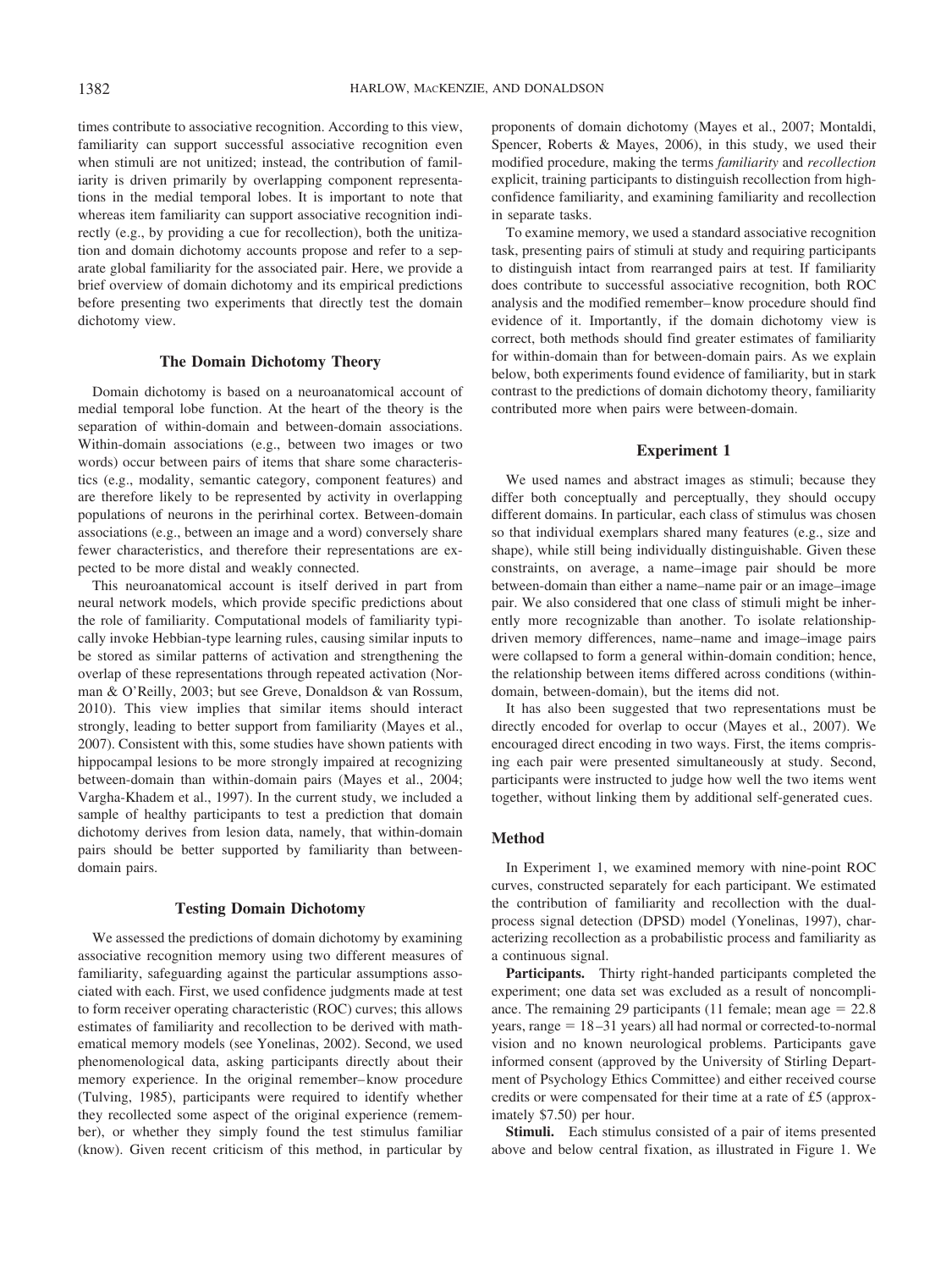times contribute to associative recognition. According to this view, familiarity can support successful associative recognition even when stimuli are not unitized; instead, the contribution of familiarity is driven primarily by overlapping component representations in the medial temporal lobes. It is important to note that whereas item familiarity can support associative recognition indirectly (e.g., by providing a cue for recollection), both the unitization and domain dichotomy accounts propose and refer to a separate global familiarity for the associated pair. Here, we provide a brief overview of domain dichotomy and its empirical predictions before presenting two experiments that directly test the domain dichotomy view.

## The Domain Dichotomy Theory

Domain dichotomy is based on a neuroanatomical account of medial temporal lobe function. At the heart of the theory is the separation of within-domain and between-domain associations. Within-domain associations (e.g., between two images or two words) occur between pairs of items that share some characteristics (e.g., modality, semantic category, component features) and are therefore likely to be represented by activity in overlapping populations of neurons in the perirhinal cortex. Between-domain associations (e.g., between an image and a word) conversely share fewer characteristics, and therefore their representations are expected to be more distal and weakly connected.

This neuroanatomical account is itself derived in part from neural network models, which provide specific predictions about the role of familiarity. Computational models of familiarity typically invoke Hebbian-type learning rules, causing similar inputs to be stored as similar patterns of activation and strengthening the overlap of these representations through repeated activation (Norman & O'Reilly, 2003; but see Greve, Donaldson & van Rossum, 2010). This view implies that similar items should interact strongly, leading to better support from familiarity (Mayes et al., 2007). Consistent with this, some studies have shown patients with hippocampal lesions to be more strongly impaired at recognizing between-domain than within-domain pairs (Mayes et al., 2004; Vargha-Khadem et al., 1997). In the current study, we included a sample of healthy participants to test a prediction that domain dichotomy derives from lesion data, namely, that within-domain pairs should be better supported by familiarity than between-domain pairs.

## Testing Domain Dichotomy

We assessed the predictions of domain dichotomy by examining associative recognition memory using two different measures of familiarity, safeguarding against the particular assumptions associated with each. First, we used confidence judgments made at test to form receiver operating characteristic (ROC) curves; this allows estimates of familiarity and recollection to be derived with mathematical memory models (see Yonelinas, 2002). Second, we used phenomenological data, asking participants directly about their memory experience. In the original remember–know procedure (Tulving, 1985), participants were required to identify whether they recollected some aspect of the original experience (remember), or whether they simply found the test stimulus familiar (know). Given recent criticism of this method, in particular by proponents of domain dichotomy (Mayes et al., 2007; Montaldi, Spencer, Roberts & Mayes, 2006), in this study, we used their modified procedure, making the terms *familiarity* and *recollection* explicit, training participants to distinguish recollection from high-confidence familiarity, and examining familiarity and recollection in separate tasks.

To examine memory, we used a standard associative recognition task, presenting pairs of stimuli at study and requiring participants to distinguish intact from rearranged pairs at test. If familiarity does contribute to successful associative recognition, both ROC analysis and the modified remember–know procedure should find evidence of it. Importantly, if the domain dichotomy view is correct, both methods should find greater estimates of familiarity for within-domain than for between-domain pairs. As we explain below, both experiments found evidence of familiarity, but in stark contrast to the predictions of domain dichotomy theory, familiarity contributed more when pairs were between-domain.

## Experiment 1

We used names and abstract images as stimuli; because they differ both conceptually and perceptually, they should occupy different domains. In particular, each class of stimulus was chosen so that individual exemplars shared many features (e.g., size and shape), while still being individually distinguishable. Given these constraints, on average, a name–image pair should be more between-domain than either a name–name pair or an image–image pair. We also considered that one class of stimuli might be inherently more recognizable than another. To isolate relationship-driven memory differences, name–name and image–image pairs were collapsed to form a general within-domain condition; hence, the relationship between items differed across conditions (within-domain, between-domain), but the items did not.

It has also been suggested that two representations must be directly encoded for overlap to occur (Mayes et al., 2007). We encouraged direct encoding in two ways. First, the items comprising each pair were presented simultaneously at study. Second, participants were instructed to judge how well the two items went together, without linking them by additional self-generated cues.

### Method

In Experiment 1, we examined memory with nine-point ROC curves, constructed separately for each participant. We estimated the contribution of familiarity and recollection with the dual-process signal detection (DPSD) model (Yonelinas, 1997), characterizing recollection as a probabilistic process and familiarity as a continuous signal.

**Participants.** Thirty right-handed participants completed the experiment; one data set was excluded as a result of noncompliance. The remaining 29 participants (11 female; mean age = 22.8 years, range = 18–31 years) all had normal or corrected-to-normal vision and no known neurological problems. Participants gave informed consent (approved by the University of Stirling Department of Psychology Ethics Committee) and either received course credits or were compensated for their time at a rate of £5 (approximately $7.50) per hour.

**Stimuli.** Each stimulus consisted of a pair of items presented above and below central fixation, as illustrated in Figure 1. We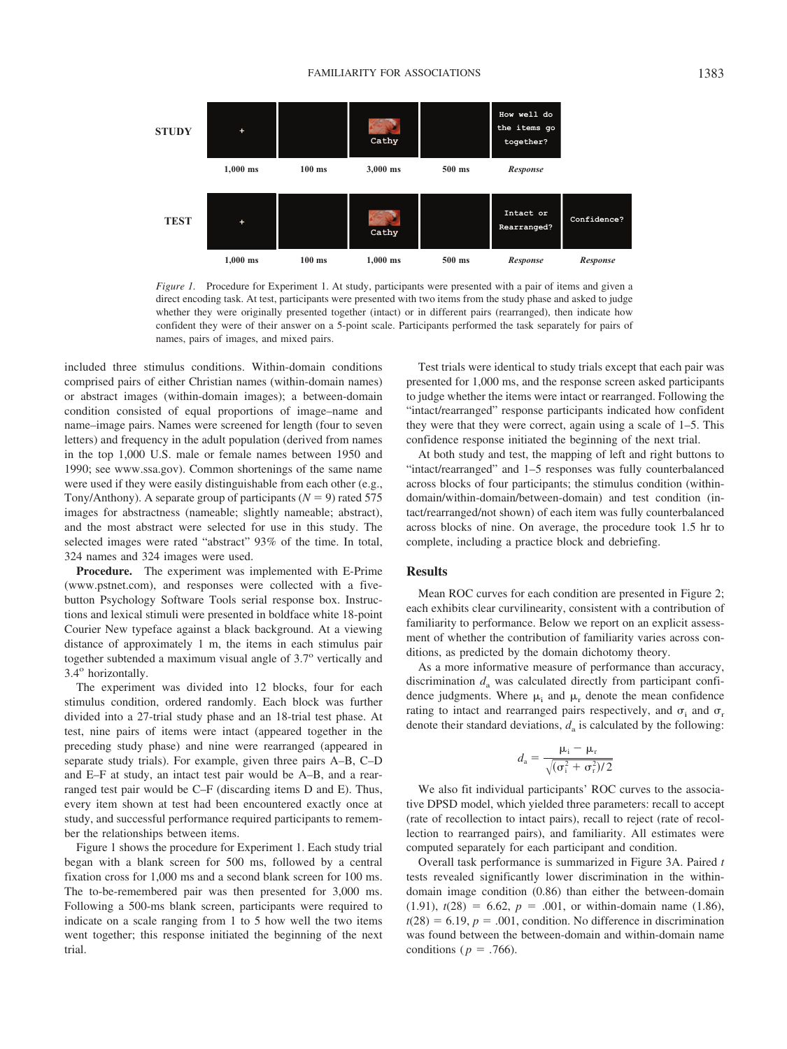STUDY

| + | | Cathy | | How well do the items go together? |
|---|---|---|---|---|
| 1,000 ms | 100 ms | 3,000 ms | 500 ms | *Response* |

TEST

| + | | Cathy | | Intact or Rearranged? | Confidence? |
|---|---|---|---|---|---|
| 1,000 ms | 100 ms | 1,000 ms | 500 ms | *Response* | *Response* |

*Figure 1.* Procedure for Experiment 1. At study, participants were presented with a pair of items and given a direct encoding task. At test, participants were presented with two items from the study phase and asked to judge whether they were originally presented together (intact) or in different pairs (rearranged), then indicate how confident they were of their answer on a 5-point scale. Participants performed the task separately for pairs of names, pairs of images, and mixed pairs.

included three stimulus conditions. Within-domain conditions comprised pairs of either Christian names (within-domain names) or abstract images (within-domain images); a between-domain condition consisted of equal proportions of image–name and name–image pairs. Names were screened for length (four to seven letters) and frequency in the adult population (derived from names in the top 1,000 U.S. male or female names between 1950 and 1990; see www.ssa.gov). Common shortenings of the same name were used if they were easily distinguishable from each other (e.g., Tony/Anthony). A separate group of participants ($N = 9$) rated 575 images for abstractness (nameable; slightly nameable; abstract), and the most abstract were selected for use in this study. The selected images were rated "abstract" 93% of the time. In total, 324 names and 324 images were used.

**Procedure.** The experiment was implemented with E-Prime (www.pstnet.com), and responses were collected with a five-button Psychology Software Tools serial response box. Instructions and lexical stimuli were presented in boldface white 18-point Courier New typeface against a black background. At a viewing distance of approximately 1 m, the items in each stimulus pair together subtended a maximum visual angle of 3.7° vertically and 3.4° horizontally.

The experiment was divided into 12 blocks, four for each stimulus condition, ordered randomly. Each block was further divided into a 27-trial study phase and an 18-trial test phase. At test, nine pairs of items were intact (appeared together in the preceding study phase) and nine were rearranged (appeared in separate study trials). For example, given three pairs A–B, C–D and E–F at study, an intact test pair would be A–B, and a rearranged test pair would be C–F (discarding items D and E). Thus, every item shown at test had been encountered exactly once at study, and successful performance required participants to remember the relationships between items.

Figure 1 shows the procedure for Experiment 1. Each study trial began with a blank screen for 500 ms, followed by a central fixation cross for 1,000 ms and a second blank screen for 100 ms. The to-be-remembered pair was then presented for 3,000 ms. Following a 500-ms blank screen, participants were required to indicate on a scale ranging from 1 to 5 how well the two items went together; this response initiated the beginning of the next trial.

Test trials were identical to study trials except that each pair was presented for 1,000 ms, and the response screen asked participants to judge whether the items were intact or rearranged. Following the "intact/rearranged" response participants indicated how confident they were that they were correct, again using a scale of 1–5. This confidence response initiated the beginning of the next trial.

At both study and test, the mapping of left and right buttons to "intact/rearranged" and 1–5 responses was fully counterbalanced across blocks of four participants; the stimulus condition (within-domain/within-domain/between-domain) and test condition (intact/rearranged/not shown) of each item was fully counterbalanced across blocks of nine. On average, the procedure took 1.5 hr to complete, including a practice block and debriefing.

## Results

Mean ROC curves for each condition are presented in Figure 2; each exhibits clear curvilinearity, consistent with a contribution of familiarity to performance. Below we report on an explicit assessment of whether the contribution of familiarity varies across conditions, as predicted by the domain dichotomy theory.

As a more informative measure of performance than accuracy, discrimination $d_a$ was calculated directly from participant confidence judgments. Where $\mu_i$ and $\mu_r$ denote the mean confidence rating to intact and rearranged pairs respectively, and $\sigma_i$ and $\sigma_r$ denote their standard deviations, $d_a$ is calculated by the following:

$$d_a = \frac{\mu_i - \mu_r}{\sqrt{(\sigma_i^2 + \sigma_r^2)/2}}$$

We also fit individual participants' ROC curves to the associative DPSD model, which yielded three parameters: recall to accept (rate of recollection to intact pairs), recall to reject (rate of recollection to rearranged pairs), and familiarity. All estimates were computed separately for each participant and condition.

Overall task performance is summarized in Figure 3A. Paired $t$ tests revealed significantly lower discrimination in the within-domain image condition (0.86) than either the between-domain (1.91), $t(28) = 6.62$, $p = .001$, or within-domain name (1.86), $t(28) = 6.19$, $p = .001$, condition. No difference in discrimination was found between the between-domain and within-domain name conditions ($p = .766$).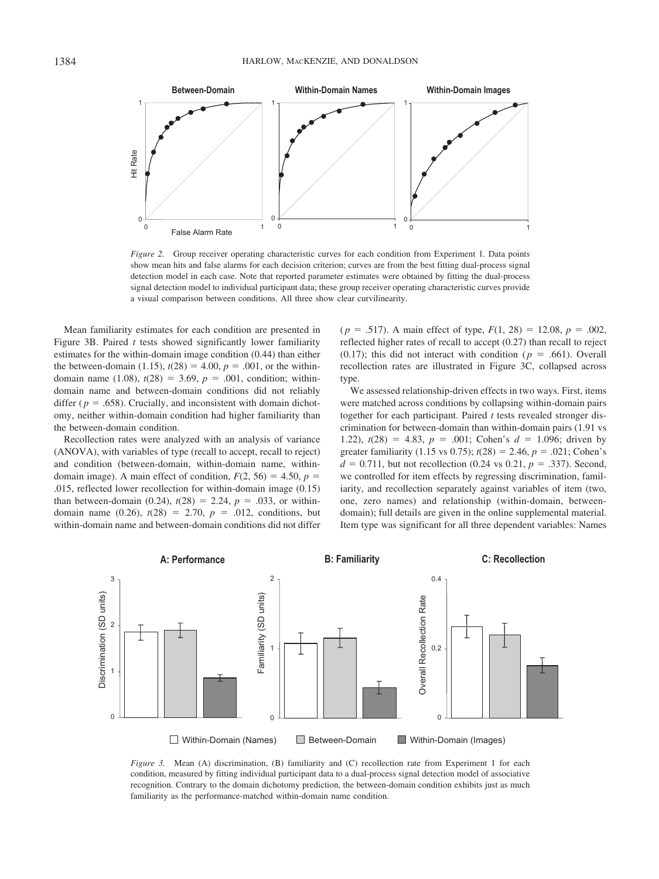*Figure 2.* Group receiver operating characteristic curves for each condition from Experiment 1. Data points show mean hits and false alarms for each decision criterion; curves are from the best fitting dual-process signal detection model in each case. Note that reported parameter estimates were obtained by fitting the dual-process signal detection model to individual participant data; these group receiver operating characteristic curves provide a visual comparison between conditions. All three show clear curvilinearity.

Mean familiarity estimates for each condition are presented in Figure 3B. Paired *t* tests showed significantly lower familiarity estimates for the within-domain image condition (0.44) than either the between-domain (1.15), $t(28) = 4.00$, $p = .001$, or the within-domain name (1.08), $t(28) = 3.69$, $p = .001$, condition; within-domain name and between-domain conditions did not reliably differ ($p = .658$). Crucially, and inconsistent with domain dichotomy, neither within-domain condition had higher familiarity than the between-domain condition.

Recollection rates were analyzed with an analysis of variance (ANOVA), with variables of type (recall to accept, recall to reject) and condition (between-domain, within-domain name, within-domain image). A main effect of condition, $F(2, 56) = 4.50$, $p = .015$, reflected lower recollection for within-domain image (0.15) than between-domain (0.24), $t(28) = 2.24$, $p = .033$, or within-domain name (0.26), $t(28) = 2.70$, $p = .012$, conditions, but within-domain name and between-domain conditions did not differ ($p = .517$). A main effect of type, $F(1, 28) = 12.08$, $p = .002$, reflected higher rates of recall to accept (0.27) than recall to reject (0.17); this did not interact with condition ($p = .661$). Overall recollection rates are illustrated in Figure 3C, collapsed across type.

We assessed relationship-driven effects in two ways. First, items were matched across conditions by collapsing within-domain pairs together for each participant. Paired *t* tests revealed stronger discrimination for between-domain than within-domain pairs (1.91 vs 1.22), $t(28) = 4.83$, $p = .001$; Cohen's $d = 1.096$; driven by greater familiarity (1.15 vs 0.75); $t(28) = 2.46$, $p = .021$; Cohen's $d = 0.711$, but not recollection (0.24 vs 0.21, $p = .337$). Second, we controlled for item effects by regressing discrimination, familiarity, and recollection separately against variables of item (two, one, zero names) and relationship (within-domain, between-domain); full details are given in the online supplemental material. Item type was significant for all three dependent variables: Names

*Figure 3.* Mean (A) discrimination, (B) familiarity and (C) recollection rate from Experiment 1 for each condition, measured by fitting individual participant data to a dual-process signal detection model of associative recognition. Contrary to the domain dichotomy prediction, the between-domain condition exhibits just as much familiarity as the performance-matched within-domain name condition.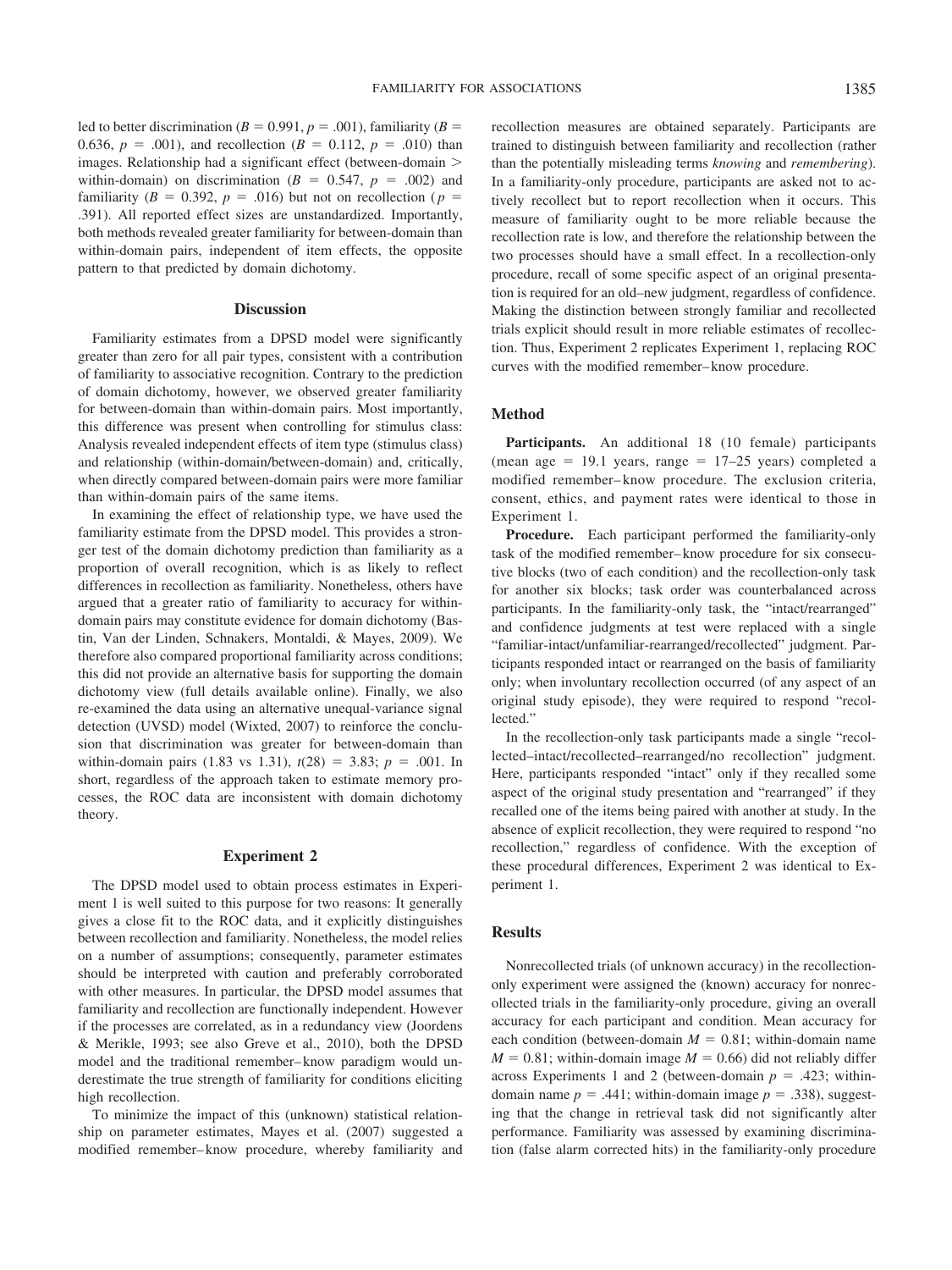led to better discrimination ($B = 0.991$, $p = .001$), familiarity ($B = 0.636$, $p = .001$), and recollection ($B = 0.112$, $p = .010$) than images. Relationship had a significant effect (between-domain > within-domain) on discrimination ($B = 0.547$, $p = .002$) and familiarity ($B = 0.392$, $p = .016$) but not on recollection ($p = .391$). All reported effect sizes are unstandardized. Importantly, both methods revealed greater familiarity for between-domain than within-domain pairs, independent of item effects, the opposite pattern to that predicted by domain dichotomy.

### Discussion

Familiarity estimates from a DPSD model were significantly greater than zero for all pair types, consistent with a contribution of familiarity to associative recognition. Contrary to the prediction of domain dichotomy, however, we observed greater familiarity for between-domain than within-domain pairs. Most importantly, this difference was present when controlling for stimulus class: Analysis revealed independent effects of item type (stimulus class) and relationship (within-domain/between-domain) and, critically, when directly compared between-domain pairs were more familiar than within-domain pairs of the same items.

In examining the effect of relationship type, we have used the familiarity estimate from the DPSD model. This provides a stronger test of the domain dichotomy prediction than familiarity as a proportion of overall recognition, which is as likely to reflect differences in recollection as familiarity. Nonetheless, others have argued that a greater ratio of familiarity to accuracy for within-domain pairs may constitute evidence for domain dichotomy (Bastin, Van der Linden, Schnakers, Montaldi, & Mayes, 2009). We therefore also compared proportional familiarity across conditions; this did not provide an alternative basis for supporting the domain dichotomy view (full details available online). Finally, we also re-examined the data using an alternative unequal-variance signal detection (UVSD) model (Wixted, 2007) to reinforce the conclusion that discrimination was greater for between-domain than within-domain pairs (1.83 vs 1.31), $t(28) = 3.83$; $p = .001$. In short, regardless of the approach taken to estimate memory processes, the ROC data are inconsistent with domain dichotomy theory.

## Experiment 2

The DPSD model used to obtain process estimates in Experiment 1 is well suited to this purpose for two reasons: It generally gives a close fit to the ROC data, and it explicitly distinguishes between recollection and familiarity. Nonetheless, the model relies on a number of assumptions; consequently, parameter estimates should be interpreted with caution and preferably corroborated with other measures. In particular, the DPSD model assumes that familiarity and recollection are functionally independent. However if the processes are correlated, as in a redundancy view (Joordens & Merikle, 1993; see also Greve et al., 2010), both the DPSD model and the traditional remember–know paradigm would underestimate the true strength of familiarity for conditions eliciting high recollection.

To minimize the impact of this (unknown) statistical relationship on parameter estimates, Mayes et al. (2007) suggested a modified remember–know procedure, whereby familiarity and recollection measures are obtained separately. Participants are trained to distinguish between familiarity and recollection (rather than the potentially misleading terms *knowing* and *remembering*). In a familiarity-only procedure, participants are asked not to actively recollect but to report recollection when it occurs. This measure of familiarity ought to be more reliable because the recollection rate is low, and therefore the relationship between the two processes should have a small effect. In a recollection-only procedure, recall of some specific aspect of an original presentation is required for an old–new judgment, regardless of confidence. Making the distinction between strongly familiar and recollected trials explicit should result in more reliable estimates of recollection. Thus, Experiment 2 replicates Experiment 1, replacing ROC curves with the modified remember–know procedure.

### Method

**Participants.** An additional 18 (10 female) participants (mean age = 19.1 years, range = 17–25 years) completed a modified remember–know procedure. The exclusion criteria, consent, ethics, and payment rates were identical to those in Experiment 1.

**Procedure.** Each participant performed the familiarity-only task of the modified remember–know procedure for six consecutive blocks (two of each condition) and the recollection-only task for another six blocks; task order was counterbalanced across participants. In the familiarity-only task, the "intact/rearranged" and confidence judgments at test were replaced with a single "familiar-intact/unfamiliar-rearranged/recollected" judgment. Participants responded intact or rearranged on the basis of familiarity only; when involuntary recollection occurred (of any aspect of an original study episode), they were required to respond "recollected."

In the recollection-only task participants made a single "recollected–intact/recollected–rearranged/no recollection" judgment. Here, participants responded "intact" only if they recalled some aspect of the original study presentation and "rearranged" if they recalled one of the items being paired with another at study. In the absence of explicit recollection, they were required to respond "no recollection," regardless of confidence. With the exception of these procedural differences, Experiment 2 was identical to Experiment 1.

### Results

Nonrecollected trials (of unknown accuracy) in the recollection-only experiment were assigned the (known) accuracy for nonrecollected trials in the familiarity-only procedure, giving an overall accuracy for each participant and condition. Mean accuracy for each condition (between-domain $M = 0.81$; within-domain name $M = 0.81$; within-domain image $M = 0.66$) did not reliably differ across Experiments 1 and 2 (between-domain $p = .423$; within-domain name $p = .441$; within-domain image $p = .338$), suggesting that the change in retrieval task did not significantly alter performance. Familiarity was assessed by examining discrimination (false alarm corrected hits) in the familiarity-only procedure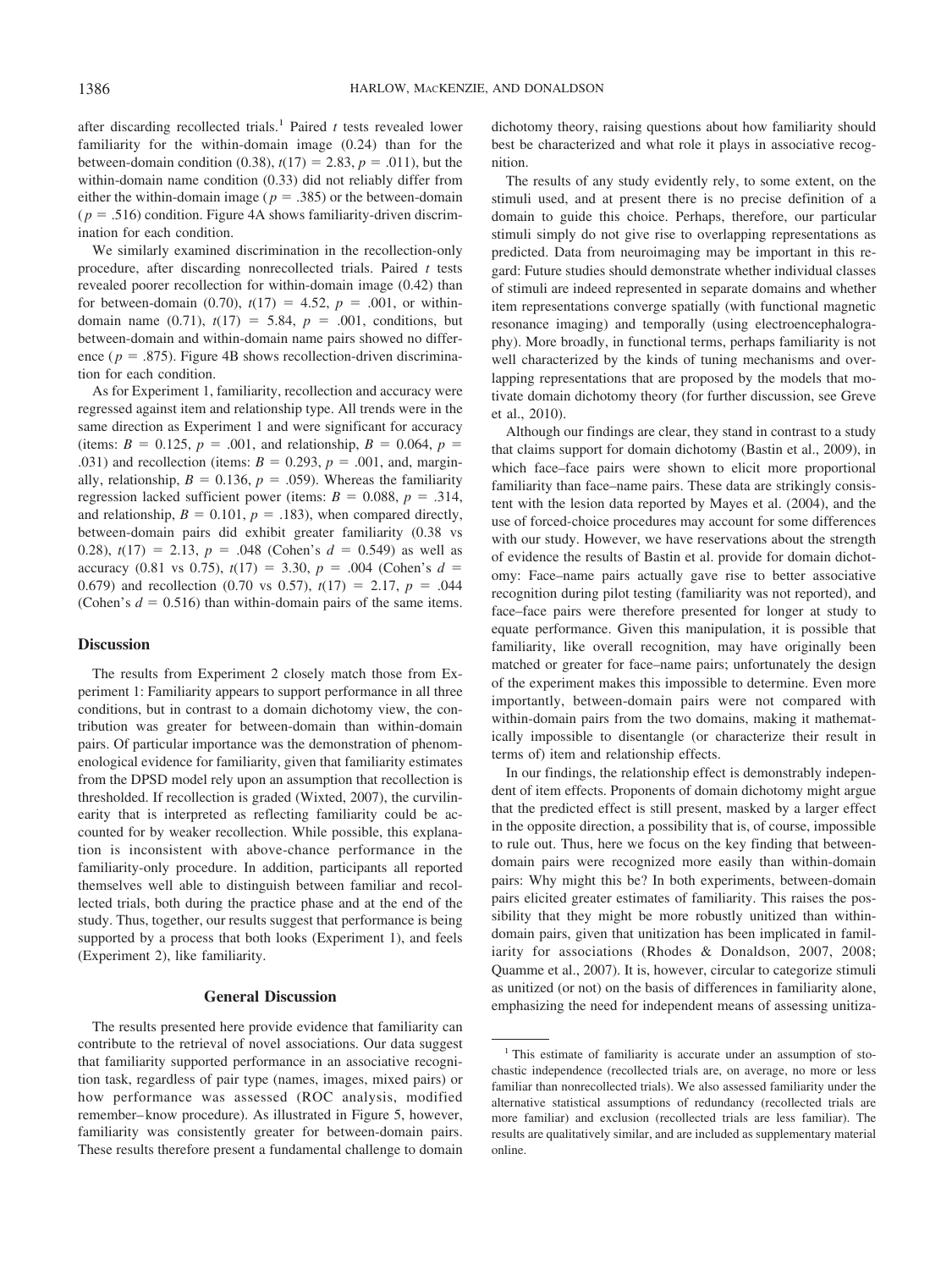after discarding recollected trials.[1] Paired *t* tests revealed lower familiarity for the within-domain image (0.24) than for the between-domain condition (0.38), $t(17) = 2.83$, $p = .011$), but the within-domain name condition (0.33) did not reliably differ from either the within-domain image ($p = .385$) or the between-domain ($p = .516$) condition. Figure 4A shows familiarity-driven discrimination for each condition.

We similarly examined discrimination in the recollection-only procedure, after discarding nonrecollected trials. Paired *t* tests revealed poorer recollection for within-domain image (0.42) than for between-domain (0.70), $t(17) = 4.52$, $p = .001$, or within-domain name (0.71), $t(17) = 5.84$, $p = .001$, conditions, but between-domain and within-domain name pairs showed no difference ($p = .875$). Figure 4B shows recollection-driven discrimination for each condition.

As for Experiment 1, familiarity, recollection and accuracy were regressed against item and relationship type. All trends were in the same direction as Experiment 1 and were significant for accuracy (items: $B = 0.125$, $p = .001$, and relationship, $B = 0.064$, $p = .031$) and recollection (items: $B = 0.293$, $p = .001$, and, marginally, relationship, $B = 0.136$, $p = .059$). Whereas the familiarity regression lacked sufficient power (items: $B = 0.088$, $p = .314$, and relationship, $B = 0.101$, $p = .183$), when compared directly, between-domain pairs did exhibit greater familiarity (0.38 vs 0.28), $t(17) = 2.13$, $p = .048$ (Cohen's $d = 0.549$) as well as accuracy (0.81 vs 0.75), $t(17) = 3.30$, $p = .004$ (Cohen's $d = 0.679$) and recollection (0.70 vs 0.57), $t(17) = 2.17$, $p = .044$ (Cohen's $d = 0.516$) than within-domain pairs of the same items.

### Discussion

The results from Experiment 2 closely match those from Experiment 1: Familiarity appears to support performance in all three conditions, but in contrast to a domain dichotomy view, the contribution was greater for between-domain than within-domain pairs. Of particular importance was the demonstration of phenomenological evidence for familiarity, given that familiarity estimates from the DPSD model rely upon an assumption that recollection is thresholded. If recollection is graded (Wixted, 2007), the curvilinearity that is interpreted as reflecting familiarity could be accounted for by weaker recollection. While possible, this explanation is inconsistent with above-chance performance in the familiarity-only procedure. In addition, participants all reported themselves well able to distinguish between familiar and recollected trials, both during the practice phase and at the end of the study. Thus, together, our results suggest that performance is being supported by a process that both looks (Experiment 1), and feels (Experiment 2), like familiarity.

## General Discussion

The results presented here provide evidence that familiarity can contribute to the retrieval of novel associations. Our data suggest that familiarity supported performance in an associative recognition task, regardless of pair type (names, images, mixed pairs) or how performance was assessed (ROC analysis, modified remember–know procedure). As illustrated in Figure 5, however, familiarity was consistently greater for between-domain pairs. These results therefore present a fundamental challenge to domain dichotomy theory, raising questions about how familiarity should best be characterized and what role it plays in associative recognition.

The results of any study evidently rely, to some extent, on the stimuli used, and at present there is no precise definition of a domain to guide this choice. Perhaps, therefore, our particular stimuli simply do not give rise to overlapping representations as predicted. Data from neuroimaging may be important in this regard: Future studies should demonstrate whether individual classes of stimuli are indeed represented in separate domains and whether item representations converge spatially (with functional magnetic resonance imaging) and temporally (using electroencephalography). More broadly, in functional terms, perhaps familiarity is not well characterized by the kinds of tuning mechanisms and overlapping representations that are proposed by the models that motivate domain dichotomy theory (for further discussion, see Greve et al., 2010).

Although our findings are clear, they stand in contrast to a study that claims support for domain dichotomy (Bastin et al., 2009), in which face–face pairs were shown to elicit more proportional familiarity than face–name pairs. These data are strikingly consistent with the lesion data reported by Mayes et al. (2004), and the use of forced-choice procedures may account for some differences with our study. However, we have reservations about the strength of evidence the results of Bastin et al. provide for domain dichotomy: Face–name pairs actually gave rise to better associative recognition during pilot testing (familiarity was not reported), and face–face pairs were therefore presented for longer at study to equate performance. Given this manipulation, it is possible that familiarity, like overall recognition, may have originally been matched or greater for face–name pairs; unfortunately the design of the experiment makes this impossible to determine. Even more importantly, between-domain pairs were not compared with within-domain pairs from the two domains, making it mathematically impossible to disentangle (or characterize their result in terms of) item and relationship effects.

In our findings, the relationship effect is demonstrably independent of item effects. Proponents of domain dichotomy might argue that the predicted effect is still present, masked by a larger effect in the opposite direction, a possibility that is, of course, impossible to rule out. Thus, here we focus on the key finding that between-domain pairs were recognized more easily than within-domain pairs: Why might this be? In both experiments, between-domain pairs elicited greater estimates of familiarity. This raises the possibility that they might be more robustly unitized than within-domain pairs, given that unitization has been implicated in familiarity for associations (Rhodes & Donaldson, 2007, 2008; Quamme et al., 2007). It is, however, circular to categorize stimuli as unitized (or not) on the basis of differences in familiarity alone, emphasizing the need for independent means of assessing unitiza-

[1] This estimate of familiarity is accurate under an assumption of stochastic independence (recollected trials are, on average, no more or less familiar than nonrecollected trials). We also assessed familiarity under the alternative statistical assumptions of redundancy (recollected trials are more familiar) and exclusion (recollected trials are less familiar). The results are qualitatively similar, and are included as supplementary material online.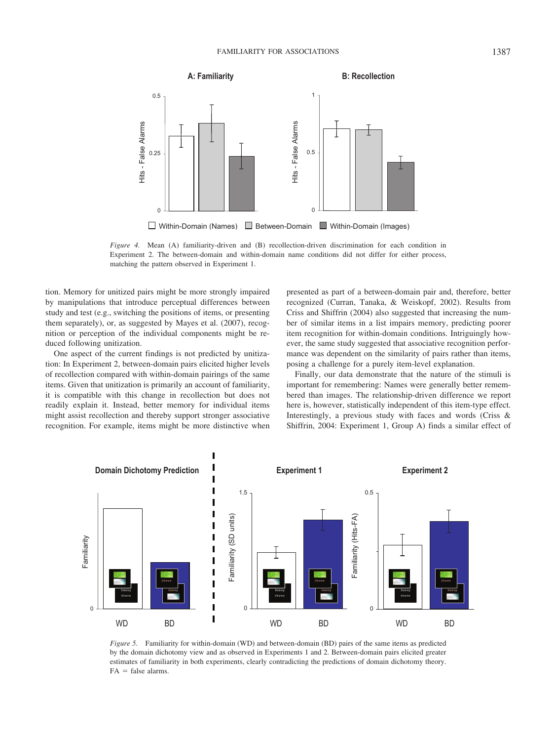*Figure 4.* Mean (A) familiarity-driven and (B) recollection-driven discrimination for each condition in Experiment 2. The between-domain and within-domain name conditions did not differ for either process, matching the pattern observed in Experiment 1.

tion. Memory for unitized pairs might be more strongly impaired by manipulations that introduce perceptual differences between study and test (e.g., switching the positions of items, or presenting them separately), or, as suggested by Mayes et al. (2007), recognition or perception of the individual components might be reduced following unitization.

One aspect of the current findings is not predicted by unitization: In Experiment 2, between-domain pairs elicited higher levels of recollection compared with within-domain pairings of the same items. Given that unitization is primarily an account of familiarity, it is compatible with this change in recollection but does not readily explain it. Instead, better memory for individual items might assist recollection and thereby support stronger associative recognition. For example, items might be more distinctive when presented as part of a between-domain pair and, therefore, better recognized (Curran, Tanaka, & Weiskopf, 2002). Results from Criss and Shiffrin (2004) also suggested that increasing the number of similar items in a list impairs memory, predicting poorer item recognition for within-domain conditions. Intriguingly however, the same study suggested that associative recognition performance was dependent on the similarity of pairs rather than items, posing a challenge for a purely item-level explanation.

Finally, our data demonstrate that the nature of the stimuli is important for remembering: Names were generally better remembered than images. The relationship-driven difference we report here is, however, statistically independent of this item-type effect. Interestingly, a previous study with faces and words (Criss & Shiffrin, 2004: Experiment 1, Group A) finds a similar effect of

*Figure 5.* Familiarity for within-domain (WD) and between-domain (BD) pairs of the same items as predicted by the domain dichotomy view and as observed in Experiments 1 and 2. Between-domain pairs elicited greater estimates of familiarity in both experiments, clearly contradicting the predictions of domain dichotomy theory. FA = false alarms.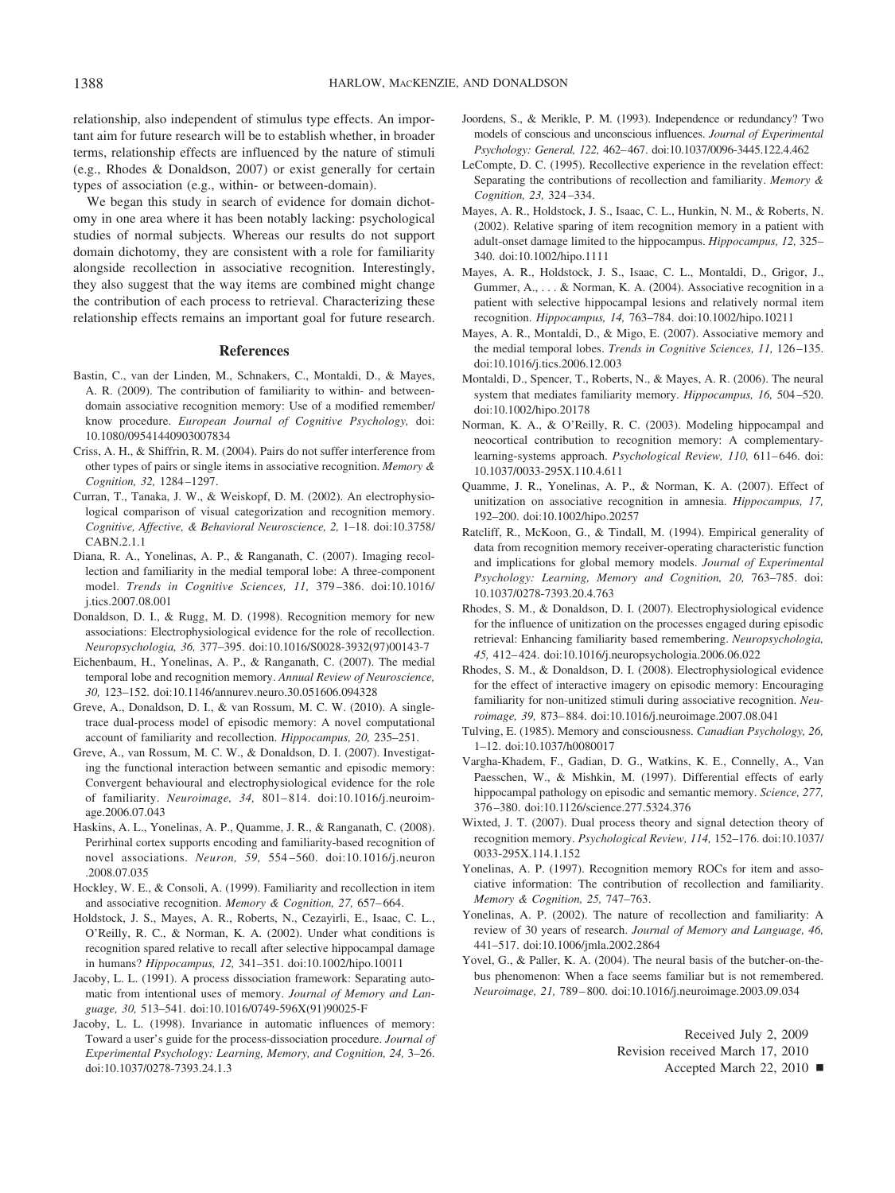relationship, also independent of stimulus type effects. An important aim for future research will be to establish whether, in broader terms, relationship effects are influenced by the nature of stimuli (e.g., Rhodes & Donaldson, 2007) or exist generally for certain types of association (e.g., within- or between-domain).

We began this study in search of evidence for domain dichotomy in one area where it has been notably lacking: psychological studies of normal subjects. Whereas our results do not support domain dichotomy, they are consistent with a role for familiarity alongside recollection in associative recognition. Interestingly, they also suggest that the way items are combined might change the contribution of each process to retrieval. Characterizing these relationship effects remains an important goal for future research.

## References

Bastin, C., van der Linden, M., Schnakers, C., Montaldi, D., & Mayes, A. R. (2009). The contribution of familiarity to within- and between-domain associative recognition memory: Use of a modified remember/know procedure. *European Journal of Cognitive Psychology,* doi: 10.1080/09541440903007834

Criss, A. H., & Shiffrin, R. M. (2004). Pairs do not suffer interference from other types of pairs or single items in associative recognition. *Memory & Cognition, 32,* 1284–1297.

Curran, T., Tanaka, J. W., & Weiskopf, D. M. (2002). An electrophysiological comparison of visual categorization and recognition memory. *Cognitive, Affective, & Behavioral Neuroscience, 2,* 1–18. doi:10.3758/CABN.2.1.1

Diana, R. A., Yonelinas, A. P., & Ranganath, C. (2007). Imaging recollection and familiarity in the medial temporal lobe: A three-component model. *Trends in Cognitive Sciences, 11,* 379–386. doi:10.1016/j.tics.2007.08.001

Donaldson, D. I., & Rugg, M. D. (1998). Recognition memory for new associations: Electrophysiological evidence for the role of recollection. *Neuropsychologia, 36,* 377–395. doi:10.1016/S0028-3932(97)00143-7

Eichenbaum, H., Yonelinas, A. P., & Ranganath, C. (2007). The medial temporal lobe and recognition memory. *Annual Review of Neuroscience, 30,* 123–152. doi:10.1146/annurev.neuro.30.051606.094328

Greve, A., Donaldson, D. I., & van Rossum, M. C. W. (2010). A single-trace dual-process model of episodic memory: A novel computational account of familiarity and recollection. *Hippocampus, 20,* 235–251.

Greve, A., van Rossum, M. C. W., & Donaldson, D. I. (2007). Investigating the functional interaction between semantic and episodic memory: Convergent behavioural and electrophysiological evidence for the role of familiarity. *Neuroimage, 34,* 801–814. doi:10.1016/j.neuroimage.2006.07.043

Haskins, A. L., Yonelinas, A. P., Quamme, J. R., & Ranganath, C. (2008). Perirhinal cortex supports encoding and familiarity-based recognition of novel associations. *Neuron, 59,* 554–560. doi:10.1016/j.neuron.2008.07.035

Hockley, W. E., & Consoli, A. (1999). Familiarity and recollection in item and associative recognition. *Memory & Cognition, 27,* 657–664.

Holdstock, J. S., Mayes, A. R., Roberts, N., Cezayirli, E., Isaac, C. L., O'Reilly, R. C., & Norman, K. A. (2002). Under what conditions is recognition spared relative to recall after selective hippocampal damage in humans? *Hippocampus, 12,* 341–351. doi:10.1002/hipo.10011

Jacoby, L. L. (1991). A process dissociation framework: Separating automatic from intentional uses of memory. *Journal of Memory and Language, 30,* 513–541. doi:10.1016/0749-596X(91)90025-F

Jacoby, L. L. (1998). Invariance in automatic influences of memory: Toward a user's guide for the process-dissociation procedure. *Journal of Experimental Psychology: Learning, Memory, and Cognition, 24,* 3–26. doi:10.1037/0278-7393.24.1.3

Joordens, S., & Merikle, P. M. (1993). Independence or redundancy? Two models of conscious and unconscious influences. *Journal of Experimental Psychology: General, 122,* 462–467. doi:10.1037/0096-3445.122.4.462

LeCompte, D. C. (1995). Recollective experience in the revelation effect: Separating the contributions of recollection and familiarity. *Memory & Cognition, 23,* 324–334.

Mayes, A. R., Holdstock, J. S., Isaac, C. L., Hunkin, N. M., & Roberts, N. (2002). Relative sparing of item recognition memory in a patient with adult-onset damage limited to the hippocampus. *Hippocampus, 12,* 325–340. doi:10.1002/hipo.1111

Mayes, A. R., Holdstock, J. S., Isaac, C. L., Montaldi, D., Grigor, J., Gummer, A., . . . & Norman, K. A. (2004). Associative recognition in a patient with selective hippocampal lesions and relatively normal item recognition. *Hippocampus, 14,* 763–784. doi:10.1002/hipo.10211

Mayes, A. R., Montaldi, D., & Migo, E. (2007). Associative memory and the medial temporal lobes. *Trends in Cognitive Sciences, 11,* 126–135. doi:10.1016/j.tics.2006.12.003

Montaldi, D., Spencer, T., Roberts, N., & Mayes, A. R. (2006). The neural system that mediates familiarity memory. *Hippocampus, 16,* 504–520. doi:10.1002/hipo.20178

Norman, K. A., & O'Reilly, R. C. (2003). Modeling hippocampal and neocortical contribution to recognition memory: A complementary-learning-systems approach. *Psychological Review, 110,* 611–646. doi: 10.1037/0033-295X.110.4.611

Quamme, J. R., Yonelinas, A. P., & Norman, K. A. (2007). Effect of unitization on associative recognition in amnesia. *Hippocampus, 17,* 192–200. doi:10.1002/hipo.20257

Ratcliff, R., McKoon, G., & Tindall, M. (1994). Empirical generality of data from recognition memory receiver-operating characteristic function and implications for global memory models. *Journal of Experimental Psychology: Learning, Memory and Cognition, 20,* 763–785. doi: 10.1037/0278-7393.20.4.763

Rhodes, S. M., & Donaldson, D. I. (2007). Electrophysiological evidence for the influence of unitization on the processes engaged during episodic retrieval: Enhancing familiarity based remembering. *Neuropsychologia, 45,* 412–424. doi:10.1016/j.neuropsychologia.2006.06.022

Rhodes, S. M., & Donaldson, D. I. (2008). Electrophysiological evidence for the effect of interactive imagery on episodic memory: Encouraging familiarity for non-unitized stimuli during associative recognition. *Neuroimage, 39,* 873–884. doi:10.1016/j.neuroimage.2007.08.041

Tulving, E. (1985). Memory and consciousness. *Canadian Psychology, 26,* 1–12. doi:10.1037/h0080017

Vargha-Khadem, F., Gadian, D. G., Watkins, K. E., Connelly, A., Van Paesschen, W., & Mishkin, M. (1997). Differential effects of early hippocampal pathology on episodic and semantic memory. *Science, 277,* 376–380. doi:10.1126/science.277.5324.376

Wixted, J. T. (2007). Dual process theory and signal detection theory of recognition memory. *Psychological Review, 114,* 152–176. doi:10.1037/0033-295X.114.1.152

Yonelinas, A. P. (1997). Recognition memory ROCs for item and associative information: The contribution of recollection and familiarity. *Memory & Cognition, 25,* 747–763.

Yonelinas, A. P. (2002). The nature of recollection and familiarity: A review of 30 years of research. *Journal of Memory and Language, 46,* 441–517. doi:10.1006/jmla.2002.2864

Yovel, G., & Paller, K. A. (2004). The neural basis of the butcher-on-the-bus phenomenon: When a face seems familiar but is not remembered. *Neuroimage, 21,* 789–800. doi:10.1016/j.neuroimage.2003.09.034

Received July 2, 2009
Revision received March 17, 2010
Accepted March 22, 2010 ■